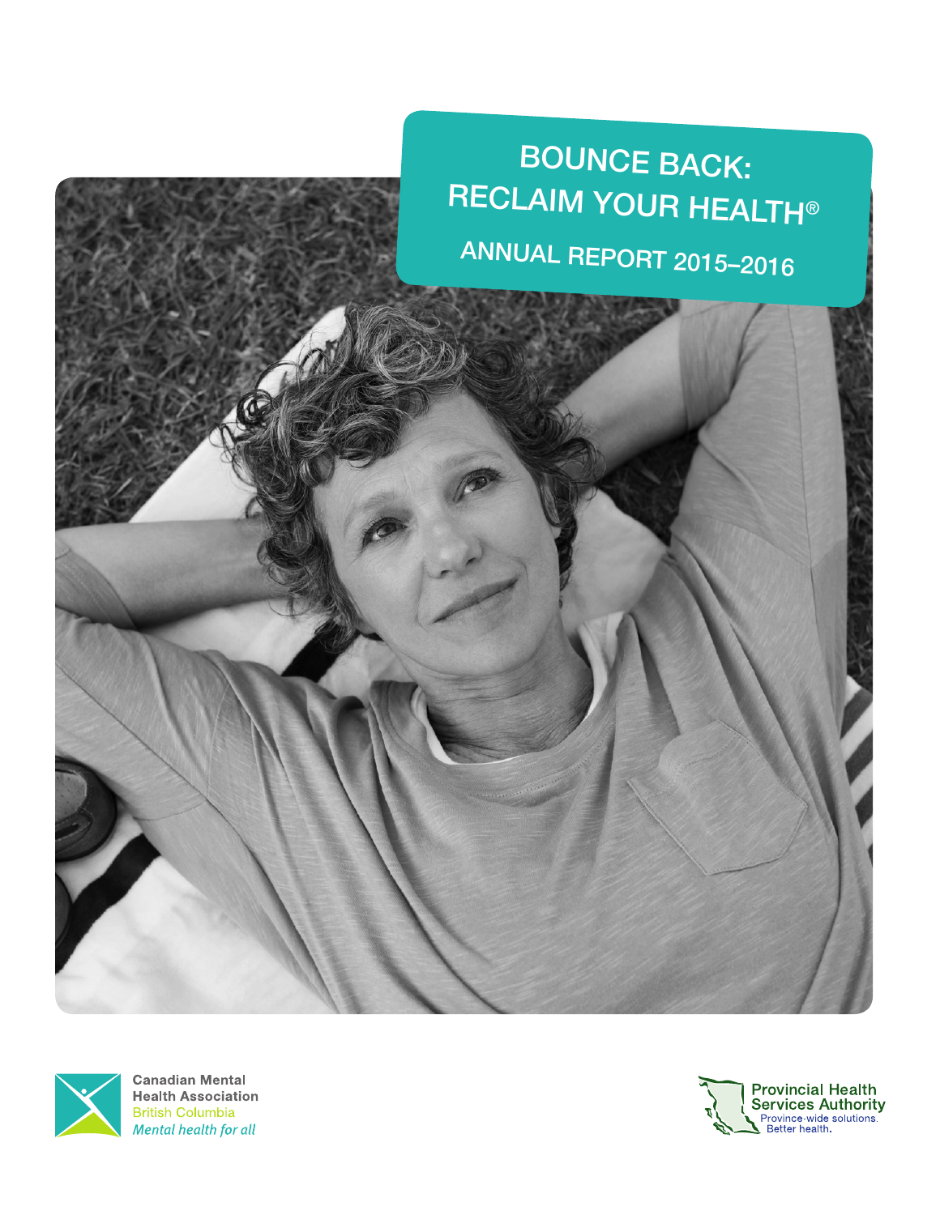# BOUNCE BACK: RECLAIM YOUR HEALTH®

## ANNUAL REPORT 2015–2016

Canadian Mental Health Association
British Columbia
*Mental health for all*

Provincial Health Services Authority
Province-wide solutions.
Better health.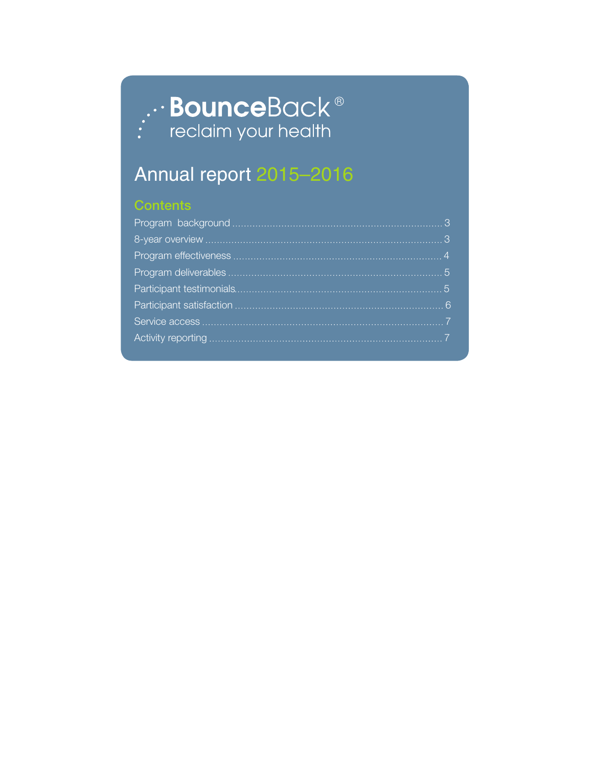BounceBack®
reclaim your health

# Annual report 2015–2016

## Contents

Program background ........................................................................ 3
8-year overview .............................................................................. 3
Program effectiveness ..................................................................... 4
Program deliverables ....................................................................... 5
Participant testimonials.................................................................... 5
Participant satisfaction ..................................................................... 6
Service access ................................................................................. 7
Activity reporting .............................................................................. 7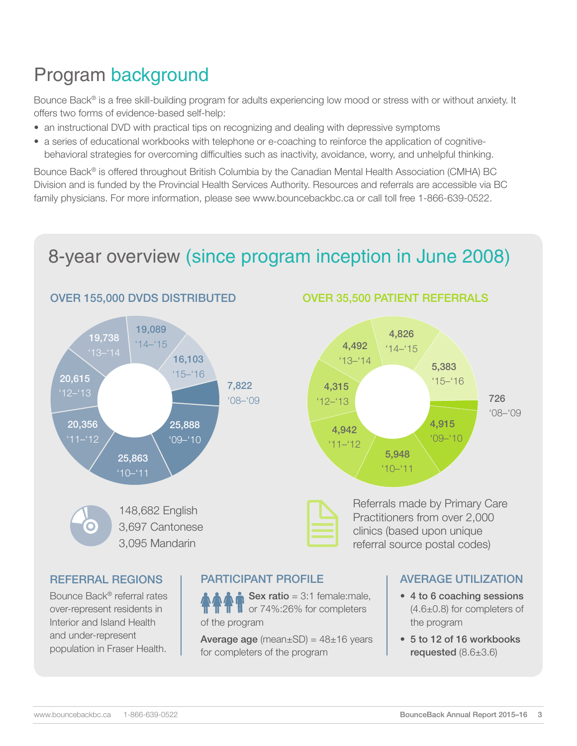# Program background

Bounce Back® is a free skill-building program for adults experiencing low mood or stress with or without anxiety. It offers two forms of evidence-based self-help:

- an instructional DVD with practical tips on recognizing and dealing with depressive symptoms
- a series of educational workbooks with telephone or e-coaching to reinforce the application of cognitive-behavioral strategies for overcoming difficulties such as inactivity, avoidance, worry, and unhelpful thinking.

Bounce Back® is offered throughout British Columbia by the Canadian Mental Health Association (CMHA) BC Division and is funded by the Provincial Health Services Authority. Resources and referrals are accessible via BC family physicians. For more information, please see www.bouncebackbc.ca or call toll free 1-866-639-0522.

## 8-year overview (since program inception in June 2008)

### OVER 155,000 DVDS DISTRIBUTED

| Year | DVDs |
|---|---|
| '08–'09 | 7,822 |
| '09–'10 | 25,888 |
| '10–'11 | 25,863 |
| '11–'12 | 20,356 |
| '12–'13 | 20,615 |
| '13–'14 | 19,738 |
| '14–'15 | 19,089 |
| '15–'16 | 16,103 |

148,682 English
3,697 Cantonese
3,095 Mandarin

### OVER 35,500 PATIENT REFERRALS

| Year | Referrals |
|---|---|
| '08–'09 | 726 |
| '09–'10 | 4,915 |
| '10–'11 | 5,948 |
| '11–'12 | 4,942 |
| '12–'13 | 4,315 |
| '13–'14 | 4,492 |
| '14–'15 | 4,826 |
| '15–'16 | 5,383 |

Referrals made by Primary Care Practitioners from over 2,000 clinics (based upon unique referral source postal codes)

### REFERRAL REGIONS

Bounce Back® referral rates over-represent residents in Interior and Island Health and under-represent population in Fraser Health.

### PARTICIPANT PROFILE

**Sex ratio** = 3:1 female:male, or 74%:26% for completers of the program

**Average age** (mean±SD) = 48±16 years for completers of the program

### AVERAGE UTILIZATION

- **4 to 6 coaching sessions** (4.6±0.8) for completers of the program
- **5 to 12 of 16 workbooks requested** (8.6±3.6)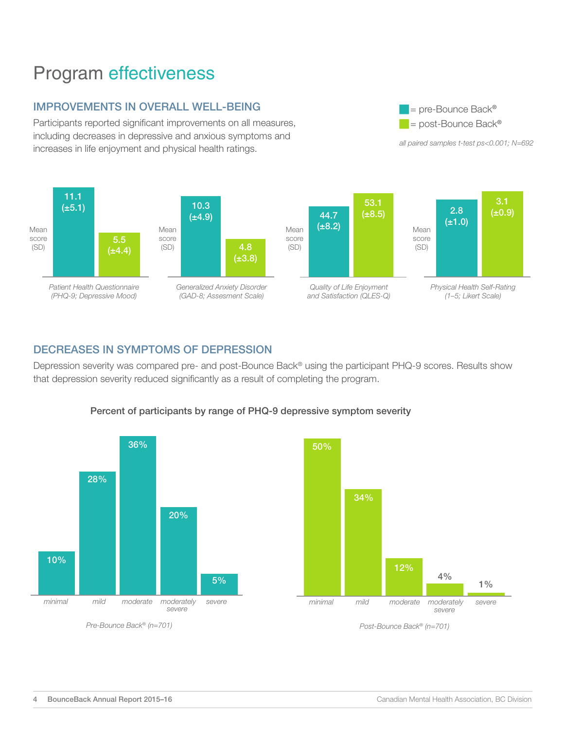# Program effectiveness

## IMPROVEMENTS IN OVERALL WELL-BEING

Participants reported significant improvements on all measures, including decreases in depressive and anxious symptoms and increases in life enjoyment and physical health ratings.

■ = pre-Bounce Back®
■ = post-Bounce Back®

*all paired samples t-test ps<0.001; N=692*

| Measure | pre-Bounce Back® Mean score (SD) | post-Bounce Back® Mean score (SD) |
| --- | --- | --- |
| *Patient Health Questionnaire (PHQ-9; Depressive Mood)* | 11.1 (±5.1) | 5.5 (±4.4) |
| *Generalized Anxiety Disorder (GAD-8; Assesment Scale)* | 10.3 (±4.9) | 4.8 (±3.8) |
| *Quality of Life Enjoyment and Satisfaction (QLES-Q)* | 44.7 (±8.2) | 53.1 (±8.5) |
| *Physical Health Self-Rating (1–5; Likert Scale)* | 2.8 (±1.0) | 3.1 (±0.9) |

## DECREASES IN SYMPTOMS OF DEPRESSION

Depression severity was compared pre- and post-Bounce Back® using the participant PHQ-9 scores. Results show that depression severity reduced significantly as a result of completing the program.

**Percent of participants by range of PHQ-9 depressive symptom severity**

| Severity | Pre-Bounce Back® (n=701) | Post-Bounce Back® (n=701) |
| --- | --- | --- |
| *minimal* | 10% | 50% |
| *mild* | 28% | 34% |
| *moderate* | 36% | 12% |
| *moderately severe* | 20% | 4% |
| *severe* | 5% | 1% |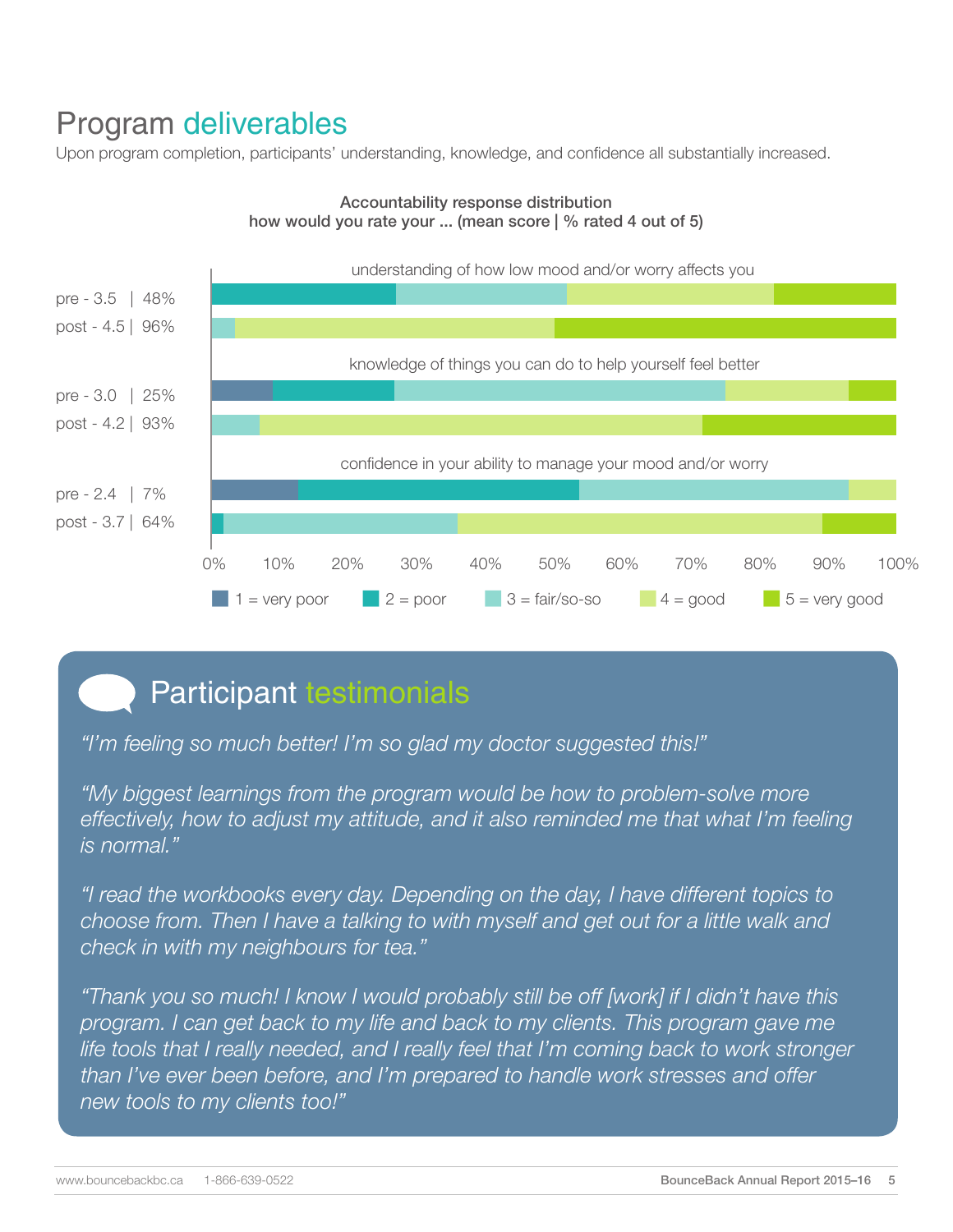# Program deliverables

Upon program completion, participants' understanding, knowledge, and confidence all substantially increased.

**Accountability response distribution**
**how would you rate your ... (mean score | % rated 4 out of 5)**

understanding of how low mood and/or worry affects you

pre - 3.5 | 48%

post - 4.5 | 96%

knowledge of things you can do to help yourself feel better

pre - 3.0 | 25%

post - 4.2 | 93%

confidence in your ability to manage your mood and/or worry

pre - 2.4 | 7%

post - 3.7 | 64%

0% 10% 20% 30% 40% 50% 60% 70% 80% 90% 100%

1 = very poor  2 = poor  3 = fair/so-so  4 = good  5 = very good

## Participant testimonials

*"I'm feeling so much better! I'm so glad my doctor suggested this!"*

*"My biggest learnings from the program would be how to problem-solve more effectively, how to adjust my attitude, and it also reminded me that what I'm feeling is normal."*

*"I read the workbooks every day. Depending on the day, I have different topics to choose from. Then I have a talking to with myself and get out for a little walk and check in with my neighbours for tea."*

*"Thank you so much! I know I would probably still be off [work] if I didn't have this program. I can get back to my life and back to my clients. This program gave me life tools that I really needed, and I really feel that I'm coming back to work stronger than I've ever been before, and I'm prepared to handle work stresses and offer new tools to my clients too!"*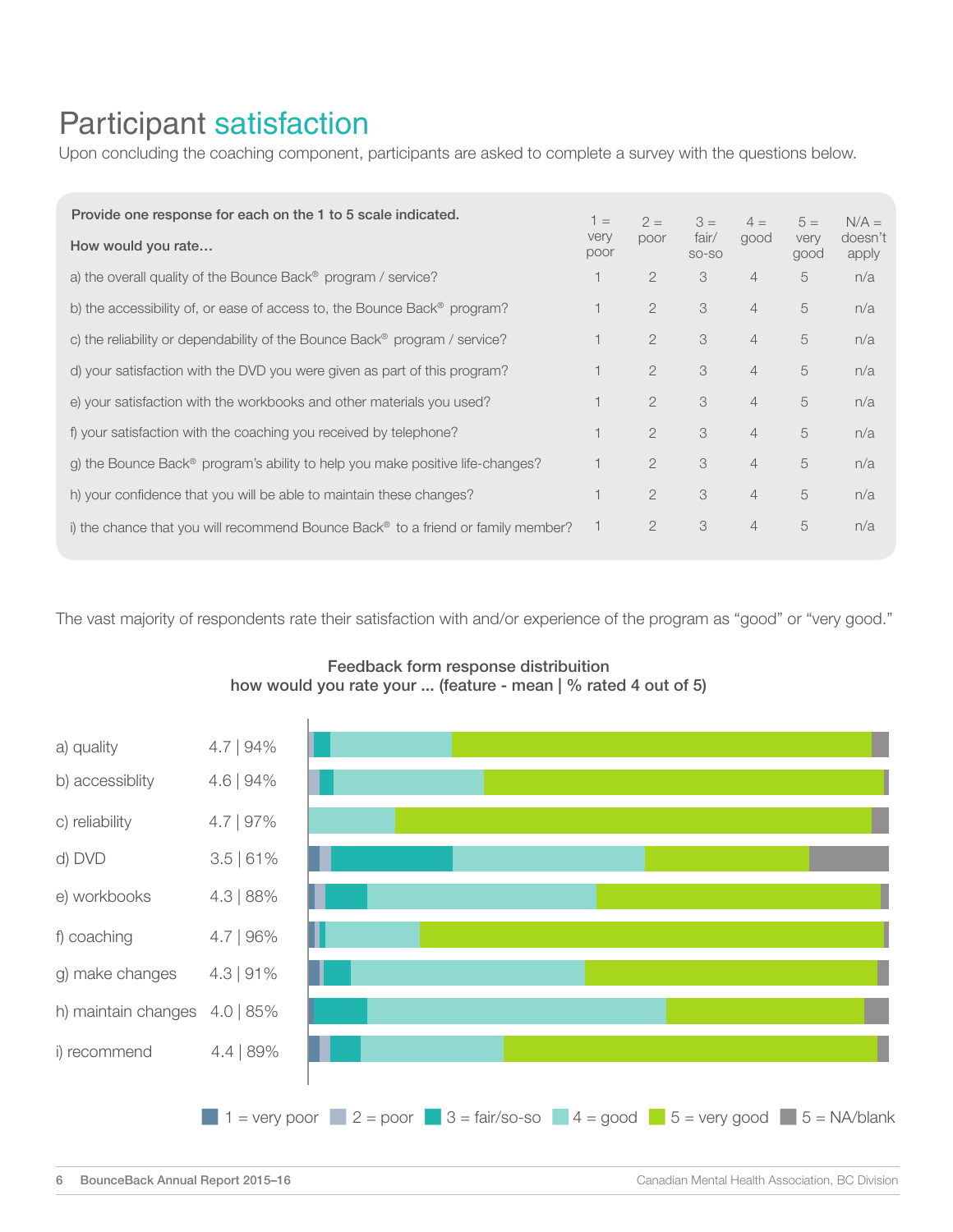# Participant satisfaction

Upon concluding the coaching component, participants are asked to complete a survey with the questions below.

| Provide one response for each on the 1 to 5 scale indicated. How would you rate… | 1 = very poor | 2 = poor | 3 = fair/ so-so | 4 = good | 5 = very good | N/A = doesn't apply |
|---|---|---|---|---|---|---|
| a) the overall quality of the Bounce Back® program / service? | 1 | 2 | 3 | 4 | 5 | n/a |
| b) the accessibility of, or ease of access to, the Bounce Back® program? | 1 | 2 | 3 | 4 | 5 | n/a |
| c) the reliability or dependability of the Bounce Back® program / service? | 1 | 2 | 3 | 4 | 5 | n/a |
| d) your satisfaction with the DVD you were given as part of this program? | 1 | 2 | 3 | 4 | 5 | n/a |
| e) your satisfaction with the workbooks and other materials you used? | 1 | 2 | 3 | 4 | 5 | n/a |
| f) your satisfaction with the coaching you received by telephone? | 1 | 2 | 3 | 4 | 5 | n/a |
| g) the Bounce Back® program's ability to help you make positive life-changes? | 1 | 2 | 3 | 4 | 5 | n/a |
| h) your confidence that you will be able to maintain these changes? | 1 | 2 | 3 | 4 | 5 | n/a |
| i) the chance that you will recommend Bounce Back® to a friend or family member? | 1 | 2 | 3 | 4 | 5 | n/a |

The vast majority of respondents rate their satisfaction with and/or experience of the program as "good" or "very good."

**Feedback form response distribuition**
**how would you rate your ... (feature - mean | % rated 4 out of 5)**

| Feature | Mean \| % rated 4 out of 5 |
|---|---|
| a) quality | 4.7 \| 94% |
| b) accessiblity | 4.6 \| 94% |
| c) reliability | 4.7 \| 97% |
| d) DVD | 3.5 \| 61% |
| e) workbooks | 4.3 \| 88% |
| f) coaching | 4.7 \| 96% |
| g) make changes | 4.3 \| 91% |
| h) maintain changes | 4.0 \| 85% |
| i) recommend | 4.4 \| 89% |

1 = very poor  2 = poor  3 = fair/so-so  4 = good  5 = very good  5 = NA/blank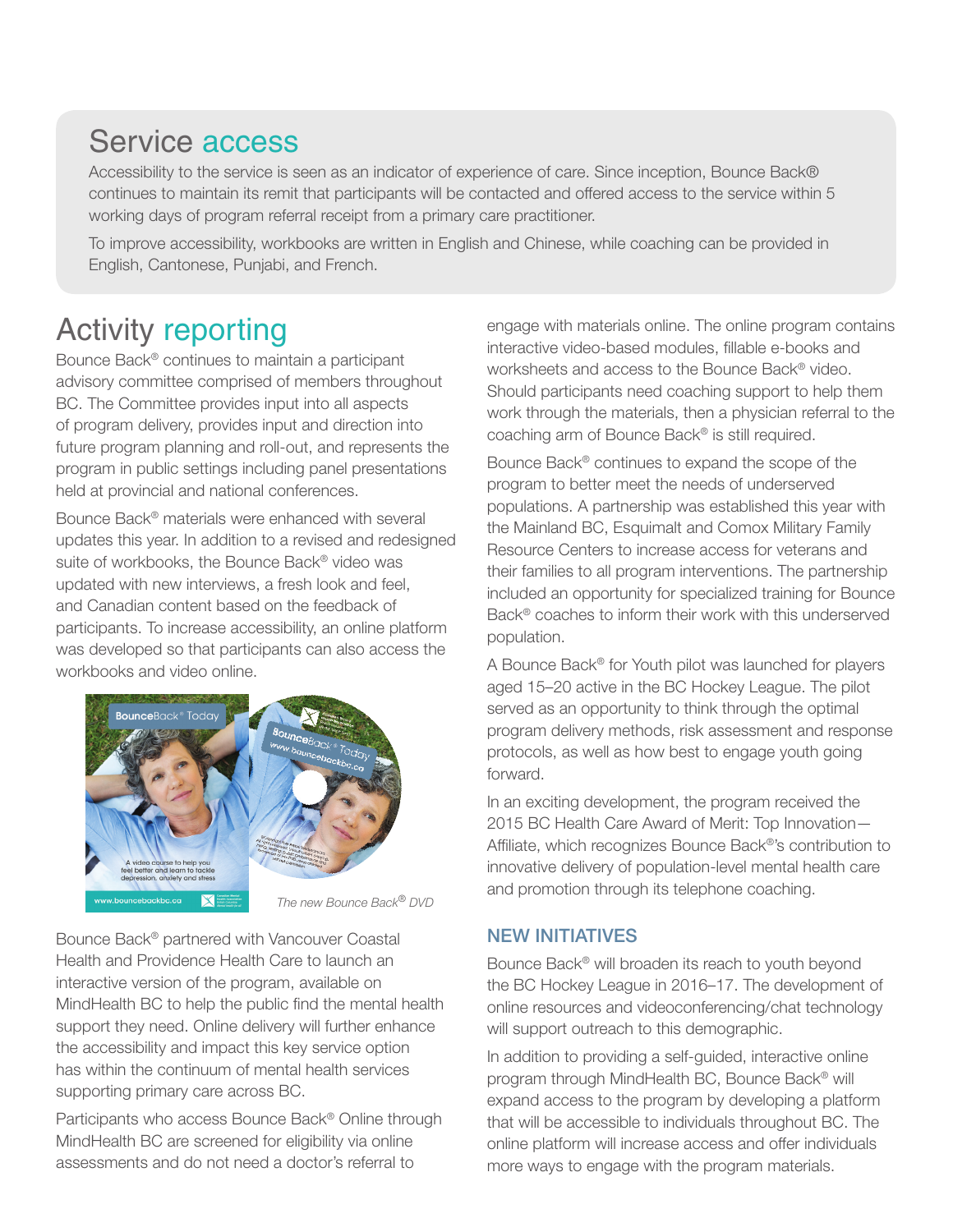## Service access

Accessibility to the service is seen as an indicator of experience of care. Since inception, Bounce Back® continues to maintain its remit that participants will be contacted and offered access to the service within 5 working days of program referral receipt from a primary care practitioner.

To improve accessibility, workbooks are written in English and Chinese, while coaching can be provided in English, Cantonese, Punjabi, and French.

## Activity reporting

Bounce Back® continues to maintain a participant advisory committee comprised of members throughout BC. The Committee provides input into all aspects of program delivery, provides input and direction into future program planning and roll-out, and represents the program in public settings including panel presentations held at provincial and national conferences.

Bounce Back® materials were enhanced with several updates this year. In addition to a revised and redesigned suite of workbooks, the Bounce Back® video was updated with new interviews, a fresh look and feel, and Canadian content based on the feedback of participants. To increase accessibility, an online platform was developed so that participants can also access the workbooks and video online.

*The new Bounce Back® DVD*

Bounce Back® partnered with Vancouver Coastal Health and Providence Health Care to launch an interactive version of the program, available on MindHealth BC to help the public find the mental health support they need. Online delivery will further enhance the accessibility and impact this key service option has within the continuum of mental health services supporting primary care across BC.

Participants who access Bounce Back® Online through MindHealth BC are screened for eligibility via online assessments and do not need a doctor's referral to engage with materials online. The online program contains interactive video-based modules, fillable e-books and worksheets and access to the Bounce Back® video. Should participants need coaching support to help them work through the materials, then a physician referral to the coaching arm of Bounce Back® is still required.

Bounce Back® continues to expand the scope of the program to better meet the needs of underserved populations. A partnership was established this year with the Mainland BC, Esquimalt and Comox Military Family Resource Centers to increase access for veterans and their families to all program interventions. The partnership included an opportunity for specialized training for Bounce Back® coaches to inform their work with this underserved population.

A Bounce Back® for Youth pilot was launched for players aged 15–20 active in the BC Hockey League. The pilot served as an opportunity to think through the optimal program delivery methods, risk assessment and response protocols, as well as how best to engage youth going forward.

In an exciting development, the program received the 2015 BC Health Care Award of Merit: Top Innovation—Affiliate, which recognizes Bounce Back®'s contribution to innovative delivery of population-level mental health care and promotion through its telephone coaching.

### NEW INITIATIVES

Bounce Back® will broaden its reach to youth beyond the BC Hockey League in 2016–17. The development of online resources and videoconferencing/chat technology will support outreach to this demographic.

In addition to providing a self-guided, interactive online program through MindHealth BC, Bounce Back® will expand access to the program by developing a platform that will be accessible to individuals throughout BC. The online platform will increase access and offer individuals more ways to engage with the program materials.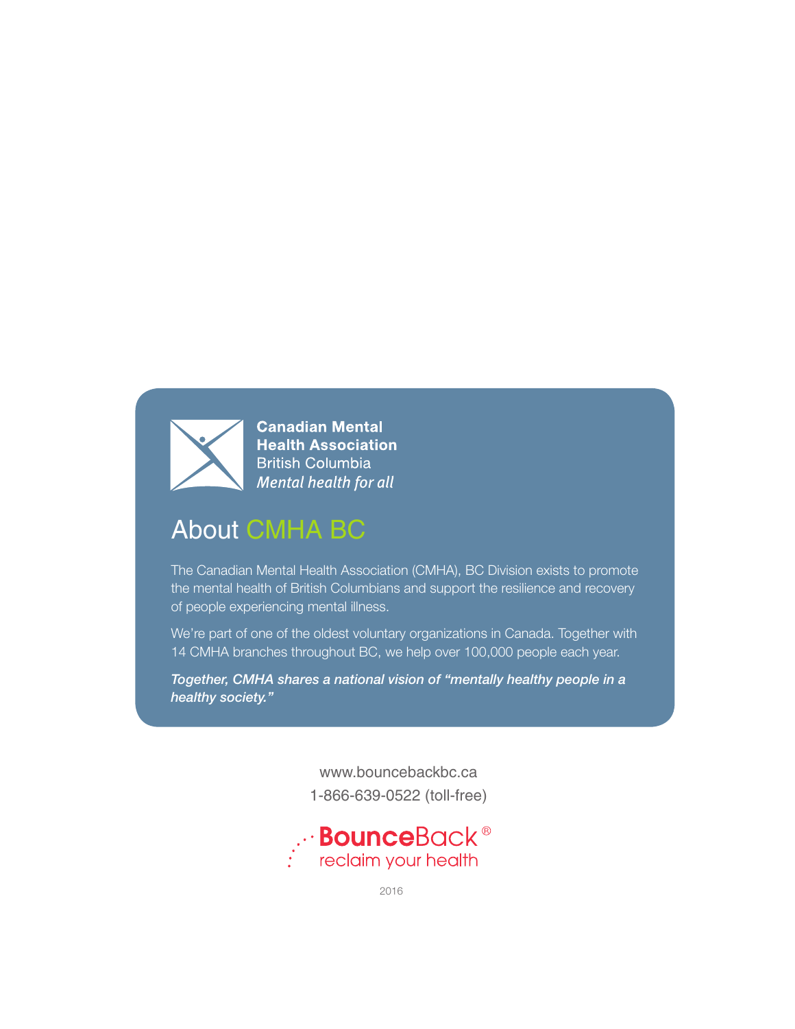**Canadian Mental Health Association**
British Columbia
*Mental health for all*

## About CMHA BC

The Canadian Mental Health Association (CMHA), BC Division exists to promote the mental health of British Columbians and support the resilience and recovery of people experiencing mental illness.

We're part of one of the oldest voluntary organizations in Canada. Together with 14 CMHA branches throughout BC, we help over 100,000 people each year.

***Together, CMHA shares a national vision of "mentally healthy people in a healthy society."***

www.bouncebackbc.ca
1-866-639-0522 (toll-free)

**Bounce**Back®
reclaim your health

2016